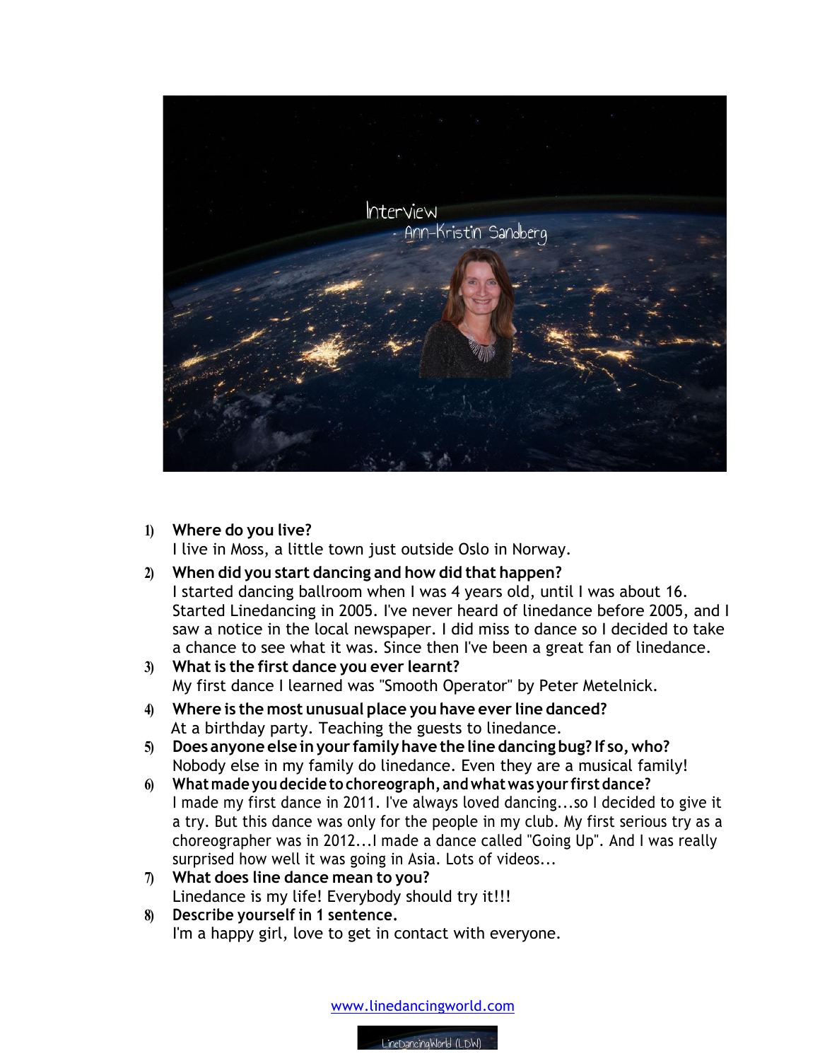Interview
- Ann-Kristin Sandberg

1) **Where do you live?**
   I live in Moss, a little town just outside Oslo in Norway.
2) **When did you start dancing and how did that happen?**
   I started dancing ballroom when I was 4 years old, until I was about 16. Started Linedancing in 2005. I've never heard of linedance before 2005, and I saw a notice in the local newspaper. I did miss to dance so I decided to take a chance to see what it was. Since then I've been a great fan of linedance.
3) **What is the first dance you ever learnt?**
   My first dance I learned was "Smooth Operator" by Peter Metelnick.
4) **Where is the most unusual place you have ever line danced?**
   At a birthday party. Teaching the guests to linedance.
5) **Does anyone else in your family have the line dancing bug? If so, who?**
   Nobody else in my family do linedance. Even they are a musical family!
6) **What made you decide to choreograph, and what was your first dance?**
   I made my first dance in 2011. I've always loved dancing...so I decided to give it a try. But this dance was only for the people in my club. My first serious try as a choreographer was in 2012...I made a dance called "Going Up". And I was really surprised how well it was going in Asia. Lots of videos...
7) **What does line dance mean to you?**
   Linedance is my life! Everybody should try it!!!
8) **Describe yourself in 1 sentence.**
   I'm a happy girl, love to get in contact with everyone.

www.linedancingworld.com

LineDancingWorld (LDW)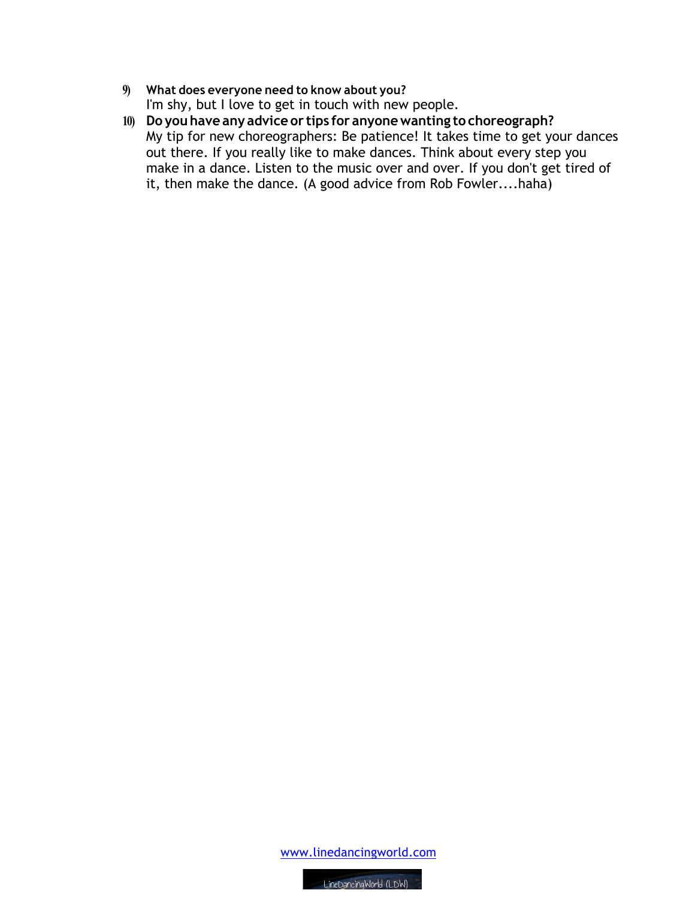9) **What does everyone need to know about you?**
   I'm shy, but I love to get in touch with new people.

10) **Do you have any advice or tips for anyone wanting to choreograph?**
    My tip for new choreographers: Be patience! It takes time to get your dances out there. If you really like to make dances. Think about every step you make in a dance. Listen to the music over and over. If you don't get tired of it, then make the dance. (A good advice from Rob Fowler....haha)

www.linedancingworld.com

LineDancingWorld (LDW)